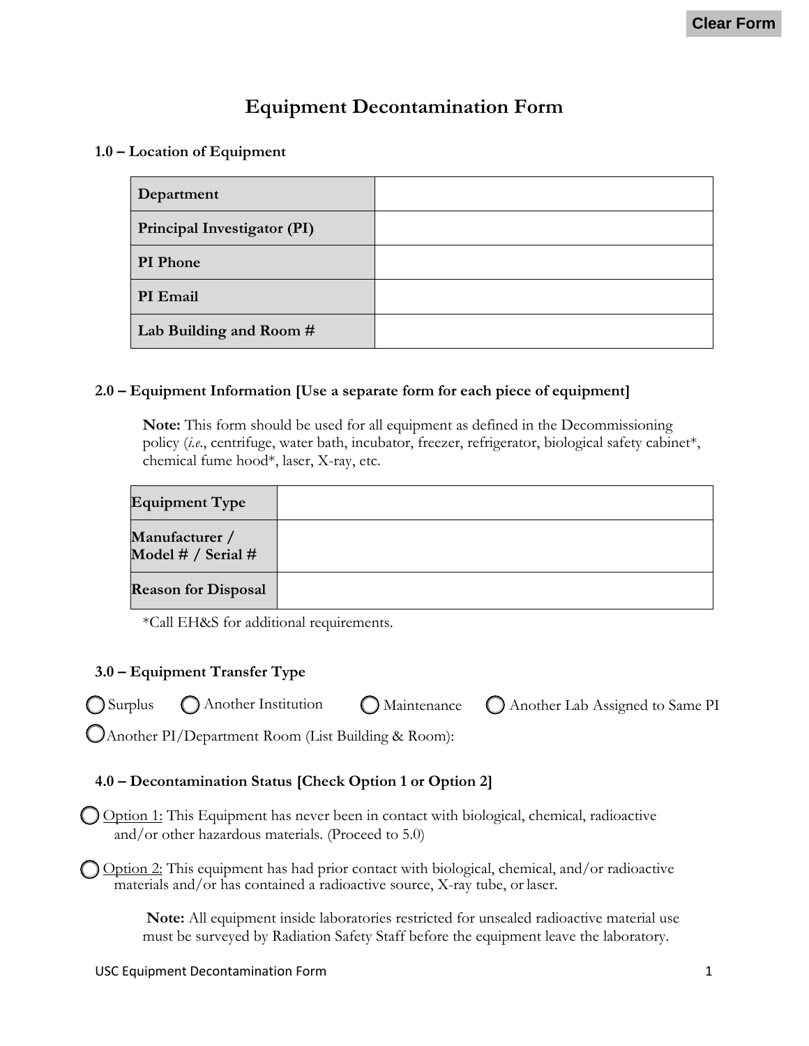# Equipment Decontamination Form

## 1.0 – Location of Equipment

| Field | Value |
|---|---|
| **Department** | |
| **Principal Investigator (PI)** | |
| **PI Phone** | |
| **PI Email** | |
| **Lab Building and Room #** | |

## 2.0 – Equipment Information [Use a separate form for each piece of equipment]

**Note:** This form should be used for all equipment as defined in the Decommissioning policy (*i.e.*, centrifuge, water bath, incubator, freezer, refrigerator, biological safety cabinet*, chemical fume hood*, laser, X-ray, etc.

| Field | Value |
|---|---|
| **Equipment Type** | |
| **Manufacturer / Model # / Serial #** | |
| **Reason for Disposal** | |

*Call EH&S for additional requirements.

## 3.0 – Equipment Transfer Type

◯ Surplus ◯ Another Institution ◯ Maintenance ◯ Another Lab Assigned to Same PI

◯ Another PI/Department Room (List Building & Room):

## 4.0 – Decontamination Status [Check Option 1 or Option 2]

◯ Option 1: This Equipment has never been in contact with biological, chemical, radioactive and/or other hazardous materials. (Proceed to 5.0)

◯ Option 2: This equipment has had prior contact with biological, chemical, and/or radioactive materials and/or has contained a radioactive source, X-ray tube, or laser.

**Note:** All equipment inside laboratories restricted for unsealed radioactive material use must be surveyed by Radiation Safety Staff before the equipment leave the laboratory.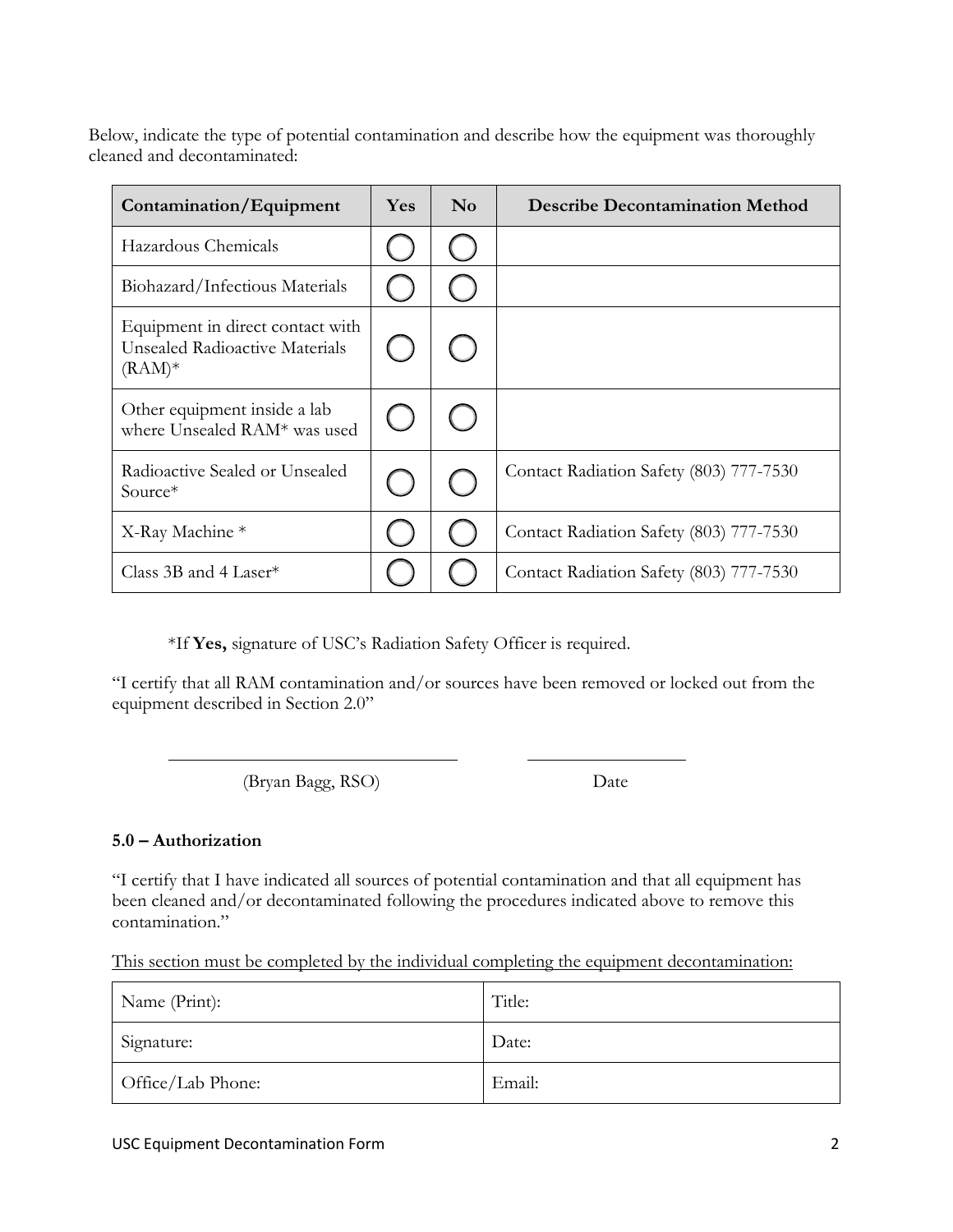Below, indicate the type of potential contamination and describe how the equipment was thoroughly cleaned and decontaminated:

| Contamination/Equipment | Yes | No | Describe Decontamination Method |
| --- | --- | --- | --- |
| Hazardous Chemicals | ◯ | ◯ | |
| Biohazard/Infectious Materials | ◯ | ◯ | |
| Equipment in direct contact with Unsealed Radioactive Materials (RAM)* | ◯ | ◯ | |
| Other equipment inside a lab where Unsealed RAM* was used | ◯ | ◯ | |
| Radioactive Sealed or Unsealed Source* | ◯ | ◯ | Contact Radiation Safety (803) 777-7530 |
| X-Ray Machine * | ◯ | ◯ | Contact Radiation Safety (803) 777-7530 |
| Class 3B and 4 Laser* | ◯ | ◯ | Contact Radiation Safety (803) 777-7530 |

*If **Yes,** signature of USC's Radiation Safety Officer is required.

"I certify that all RAM contamination and/or sources have been removed or locked out from the equipment described in Section 2.0"

\_\_\_\_\_\_\_\_\_\_\_\_\_\_\_\_\_\_\_\_\_\_\_\_\_\_\_\_\_\_ \_\_\_\_\_\_\_\_\_\_\_\_\_\_\_\_\_\_

(Bryan Bagg, RSO) Date

### 5.0 – Authorization

"I certify that I have indicated all sources of potential contamination and that all equipment has been cleaned and/or decontaminated following the procedures indicated above to remove this contamination."

<u>This section must be completed by the individual completing the equipment decontamination:</u>

| Name (Print): | Title: |
| --- | --- |
| Signature: | Date: |
| Office/Lab Phone: | Email: |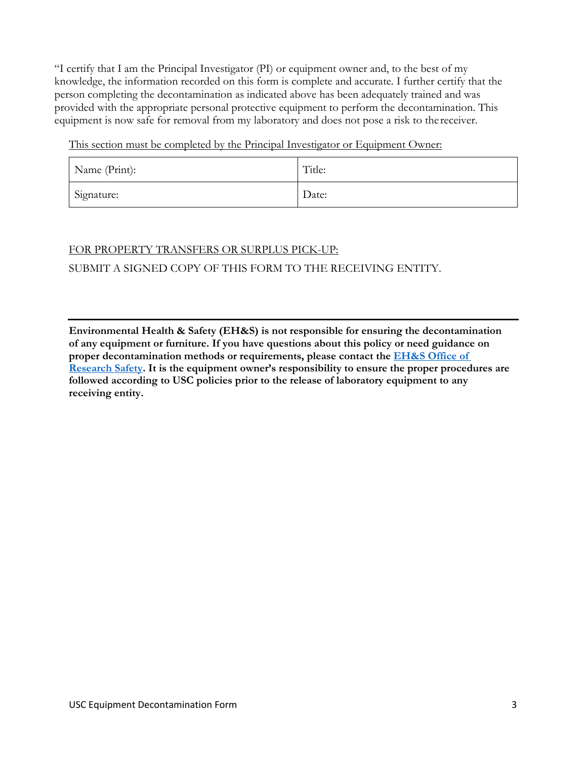"I certify that I am the Principal Investigator (PI) or equipment owner and, to the best of my knowledge, the information recorded on this form is complete and accurate. I further certify that the person completing the decontamination as indicated above has been adequately trained and was provided with the appropriate personal protective equipment to perform the decontamination. This equipment is now safe for removal from my laboratory and does not pose a risk to the receiver.

This section must be completed by the Principal Investigator or Equipment Owner:

| | |
|---|---|
| Name (Print): | Title: |
| Signature: | Date: |

FOR PROPERTY TRANSFERS OR SURPLUS PICK-UP:

SUBMIT A SIGNED COPY OF THIS FORM TO THE RECEIVING ENTITY.

---

**Environmental Health & Safety (EH&S) is not responsible for ensuring the decontamination of any equipment or furniture. If you have questions about this policy or need guidance on proper decontamination methods or requirements, please contact the EH&S Office of Research Safety. It is the equipment owner's responsibility to ensure the proper procedures are followed according to USC policies prior to the release of laboratory equipment to any receiving entity.**